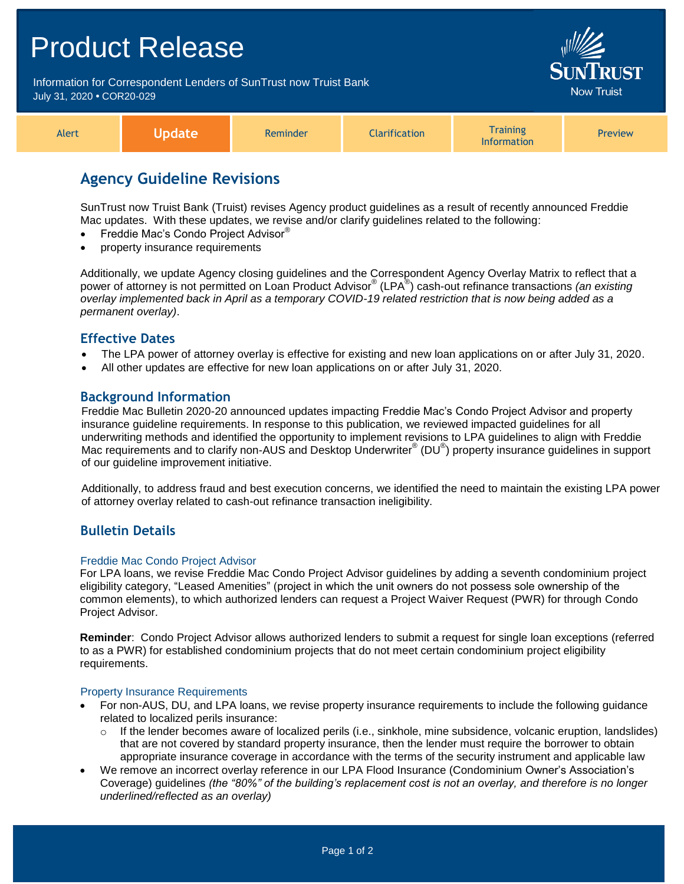# Product Release

Information for Correspondent Lenders of SunTrust now Truist Bank
July 31, 2020 • COR20-029

SunTrust Now Truist

| Alert | **Update** | Reminder | Clarification | Training Information | Preview |
|---|---|---|---|---|---|

## Agency Guideline Revisions

SunTrust now Truist Bank (Truist) revises Agency product guidelines as a result of recently announced Freddie Mac updates. With these updates, we revise and/or clarify guidelines related to the following:

- Freddie Mac's Condo Project Advisor®
- property insurance requirements

Additionally, we update Agency closing guidelines and the Correspondent Agency Overlay Matrix to reflect that a power of attorney is not permitted on Loan Product Advisor® (LPA®) cash-out refinance transactions *(an existing overlay implemented back in April as a temporary COVID-19 related restriction that is now being added as a permanent overlay)*.

### Effective Dates

- The LPA power of attorney overlay is effective for existing and new loan applications on or after July 31, 2020.
- All other updates are effective for new loan applications on or after July 31, 2020.

### Background Information

Freddie Mac Bulletin 2020-20 announced updates impacting Freddie Mac's Condo Project Advisor and property insurance guideline requirements. In response to this publication, we reviewed impacted guidelines for all underwriting methods and identified the opportunity to implement revisions to LPA guidelines to align with Freddie Mac requirements and to clarify non-AUS and Desktop Underwriter® (DU®) property insurance guidelines in support of our guideline improvement initiative.

Additionally, to address fraud and best execution concerns, we identified the need to maintain the existing LPA power of attorney overlay related to cash-out refinance transaction ineligibility.

### Bulletin Details

#### Freddie Mac Condo Project Advisor

For LPA loans, we revise Freddie Mac Condo Project Advisor guidelines by adding a seventh condominium project eligibility category, "Leased Amenities" (project in which the unit owners do not possess sole ownership of the common elements), to which authorized lenders can request a Project Waiver Request (PWR) for through Condo Project Advisor.

**Reminder**: Condo Project Advisor allows authorized lenders to submit a request for single loan exceptions (referred to as a PWR) for established condominium projects that do not meet certain condominium project eligibility requirements.

#### Property Insurance Requirements

- For non-AUS, DU, and LPA loans, we revise property insurance requirements to include the following guidance related to localized perils insurance:
  - If the lender becomes aware of localized perils (i.e., sinkhole, mine subsidence, volcanic eruption, landslides) that are not covered by standard property insurance, then the lender must require the borrower to obtain appropriate insurance coverage in accordance with the terms of the security instrument and applicable law
- We remove an incorrect overlay reference in our LPA Flood Insurance (Condominium Owner's Association's Coverage) guidelines *(the "80%" of the building's replacement cost is not an overlay, and therefore is no longer underlined/reflected as an overlay)*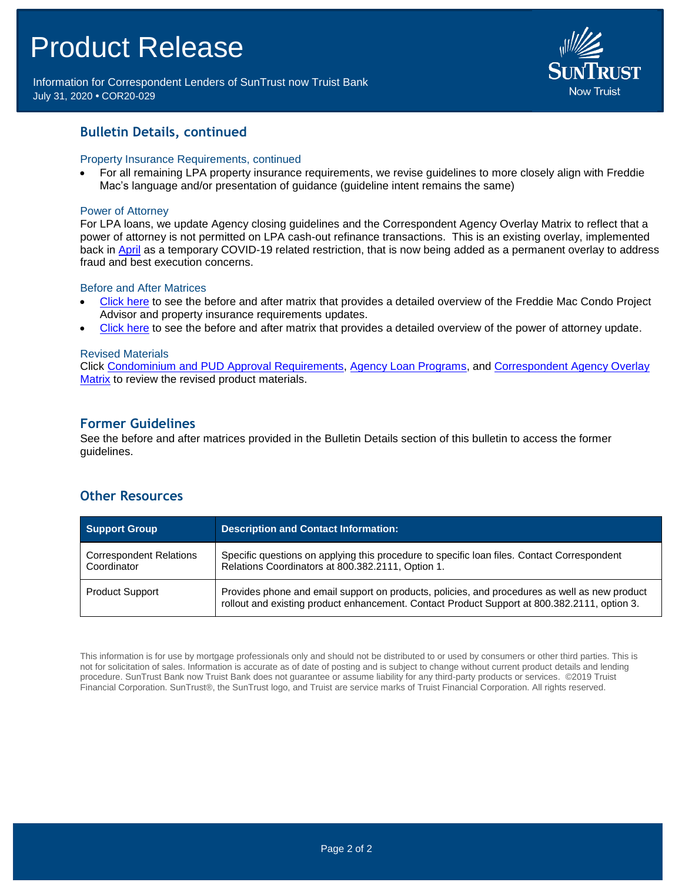## Bulletin Details, continued

### Property Insurance Requirements, continued

- For all remaining LPA property insurance requirements, we revise guidelines to more closely align with Freddie Mac's language and/or presentation of guidance (guideline intent remains the same)

### Power of Attorney

For LPA loans, we update Agency closing guidelines and the Correspondent Agency Overlay Matrix to reflect that a power of attorney is not permitted on LPA cash-out refinance transactions. This is an existing overlay, implemented back in April as a temporary COVID-19 related restriction, that is now being added as a permanent overlay to address fraud and best execution concerns.

### Before and After Matrices

- Click here to see the before and after matrix that provides a detailed overview of the Freddie Mac Condo Project Advisor and property insurance requirements updates.
- Click here to see the before and after matrix that provides a detailed overview of the power of attorney update.

### Revised Materials

Click Condominium and PUD Approval Requirements, Agency Loan Programs, and Correspondent Agency Overlay Matrix to review the revised product materials.

## Former Guidelines

See the before and after matrices provided in the Bulletin Details section of this bulletin to access the former guidelines.

## Other Resources

| Support Group | Description and Contact Information: |
|---|---|
| Correspondent Relations Coordinator | Specific questions on applying this procedure to specific loan files. Contact Correspondent Relations Coordinators at 800.382.2111, Option 1. |
| Product Support | Provides phone and email support on products, policies, and procedures as well as new product rollout and existing product enhancement. Contact Product Support at 800.382.2111, option 3. |

This information is for use by mortgage professionals only and should not be distributed to or used by consumers or other third parties. This is not for solicitation of sales. Information is accurate as of date of posting and is subject to change without current product details and lending procedure. SunTrust Bank now Truist Bank does not guarantee or assume liability for any third-party products or services. ©2019 Truist Financial Corporation. SunTrust®, the SunTrust logo, and Truist are service marks of Truist Financial Corporation. All rights reserved.